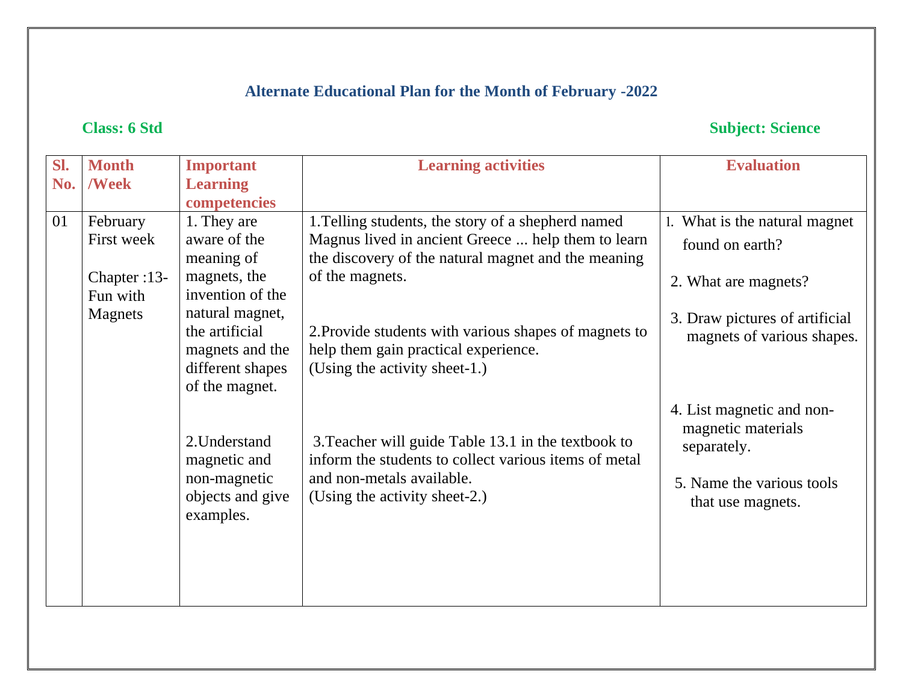## Alternate Educational Plan for the Month of February -2022

**Class: 6 Std** **Subject: Science**

| Sl. No. | Month /Week | Important Learning competencies | Learning activities | Evaluation |
|---|---|---|---|---|
| 01 | February First week<br><br>Chapter :13-Fun with Magnets | 1. They are aware of the meaning of magnets, the invention of the natural magnet, the artificial magnets and the different shapes of the magnet.<br><br>2.Understand magnetic and non-magnetic objects and give examples. | 1.Telling students, the story of a shepherd named Magnus lived in ancient Greece ... help them to learn the discovery of the natural magnet and the meaning of the magnets.<br><br>2.Provide students with various shapes of magnets to help them gain practical experience. (Using the activity sheet-1.)<br><br>3.Teacher will guide Table 13.1 in the textbook to inform the students to collect various items of metal and non-metals available. (Using the activity sheet-2.) | 1. What is the natural magnet found on earth?<br><br>2. What are magnets?<br><br>3. Draw pictures of artificial magnets of various shapes.<br><br>4. List magnetic and non-magnetic materials separately.<br><br>5. Name the various tools that use magnets. |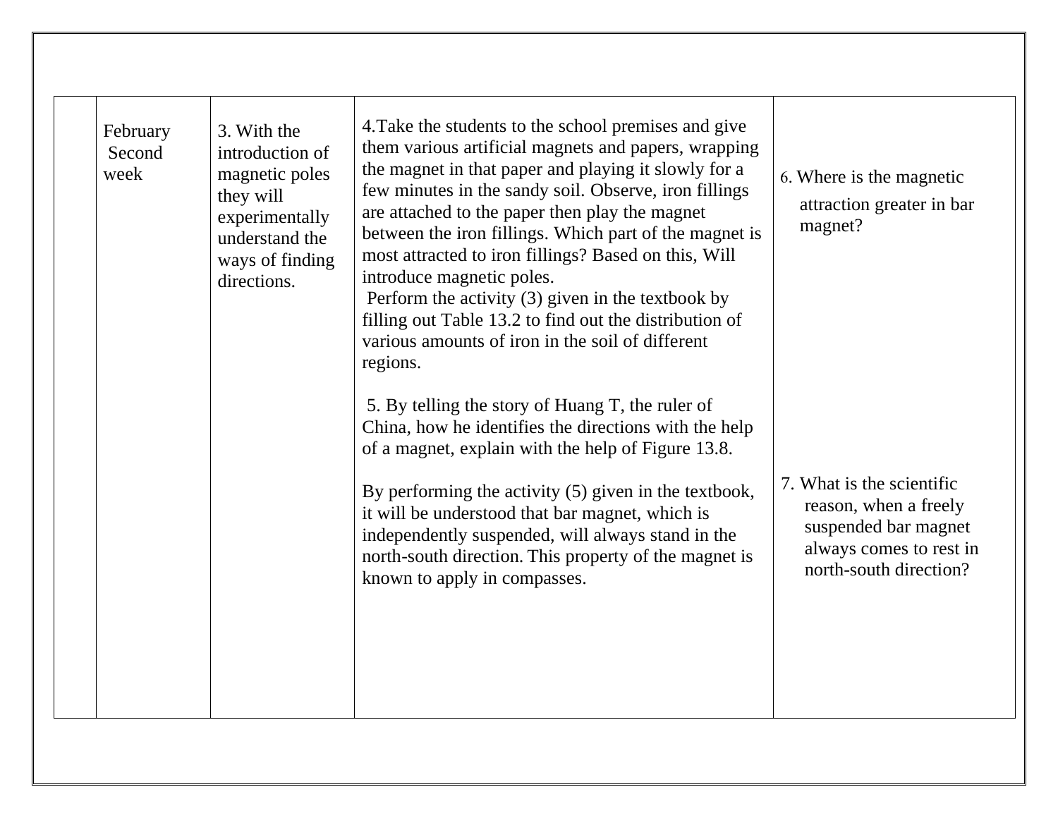| | | | | |
|---|---|---|---|---|
| | February Second week | 3. With the introduction of magnetic poles they will experimentally understand the ways of finding directions. | 4.Take the students to the school premises and give them various artificial magnets and papers, wrapping the magnet in that paper and playing it slowly for a few minutes in the sandy soil. Observe, iron fillings are attached to the paper then play the magnet between the iron fillings. Which part of the magnet is most attracted to iron fillings? Based on this, Will introduce magnetic poles.<br>Perform the activity (3) given in the textbook by filling out Table 13.2 to find out the distribution of various amounts of iron in the soil of different regions.<br><br>5. By telling the story of Huang T, the ruler of China, how he identifies the directions with the help of a magnet, explain with the help of Figure 13.8.<br><br>By performing the activity (5) given in the textbook, it will be understood that bar magnet, which is independently suspended, will always stand in the north-south direction. This property of the magnet is known to apply in compasses. | 6. Where is the magnetic attraction greater in bar magnet?<br><br>7. What is the scientific reason, when a freely suspended bar magnet always comes to rest in north-south direction? |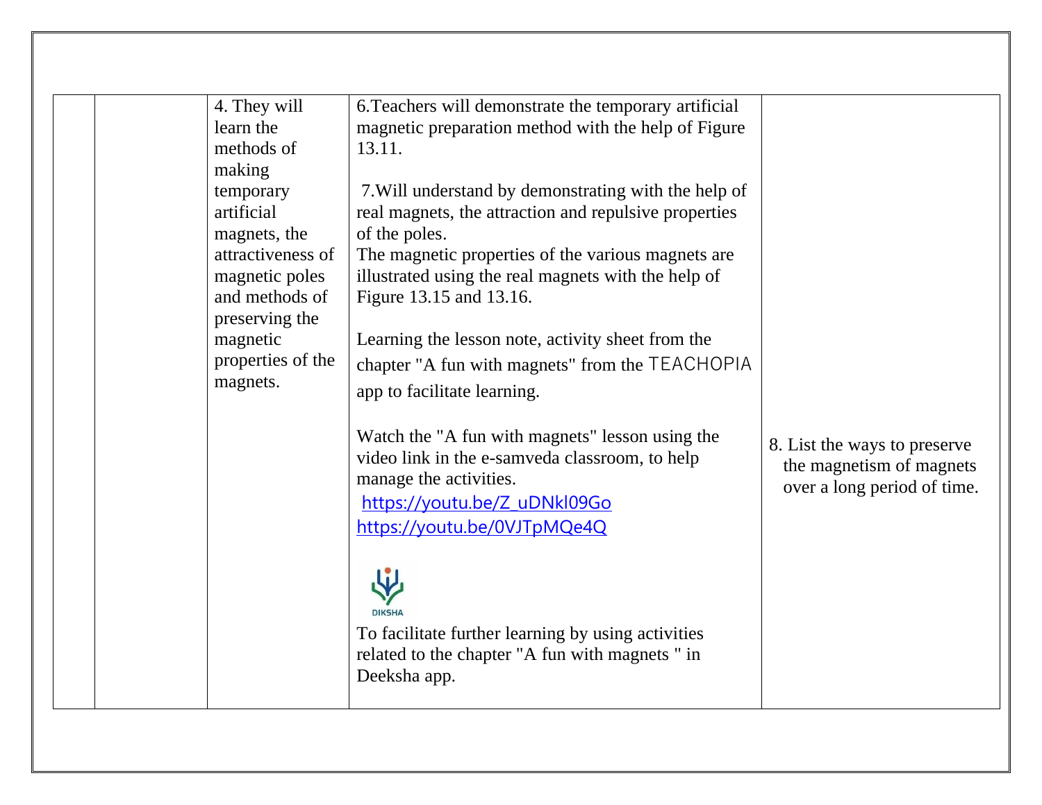|  |  |  |  |  |
|---|---|---|---|---|
|  |  | 4. They will learn the methods of making temporary artificial magnets, the attractiveness of magnetic poles and methods of preserving the magnetic properties of the magnets. | 6.Teachers will demonstrate the temporary artificial magnetic preparation method with the help of Figure 13.11.<br><br>7.Will understand by demonstrating with the help of real magnets, the attraction and repulsive properties of the poles.<br>The magnetic properties of the various magnets are illustrated using the real magnets with the help of Figure 13.15 and 13.16.<br><br>Learning the lesson note, activity sheet from the chapter "A fun with magnets" from the TEACHOPIA app to facilitate learning.<br><br>Watch the "A fun with magnets" lesson using the video link in the e-samveda classroom, to help manage the activities.<br>https://youtu.be/Z_uDNkl09Go<br>https://youtu.be/0VJTpMQe4Q<br><br>DIKSHA<br>To facilitate further learning by using activities related to the chapter "A fun with magnets " in Deeksha app. | 8. List the ways to preserve the magnetism of magnets over a long period of time. |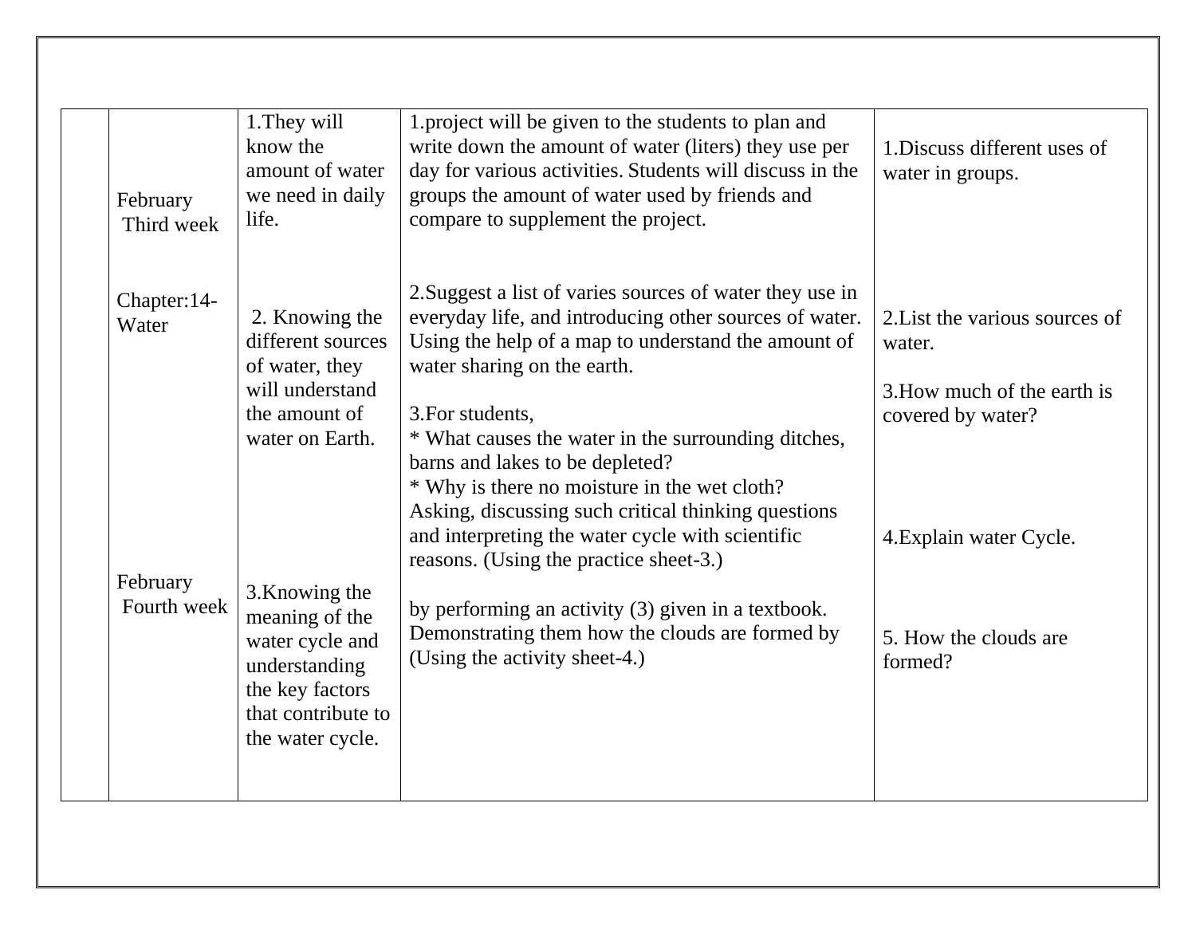| | | | | |
|---|---|---|---|---|
| | February<br>Third week<br><br>Chapter:14-Water<br><br>February<br>Fourth week | 1.They will know the amount of water we need in daily life.<br><br>2. Knowing the different sources of water, they will understand the amount of water on Earth.<br><br>3.Knowing the meaning of the water cycle and understanding the key factors that contribute to the water cycle. | 1.project will be given to the students to plan and write down the amount of water (liters) they use per day for various activities. Students will discuss in the groups the amount of water used by friends and compare to supplement the project.<br><br>2.Suggest a list of varies sources of water they use in everyday life, and introducing other sources of water. Using the help of a map to understand the amount of water sharing on the earth.<br><br>3.For students,<br>* What causes the water in the surrounding ditches, barns and lakes to be depleted?<br>* Why is there no moisture in the wet cloth?<br>Asking, discussing such critical thinking questions and interpreting the water cycle with scientific reasons. (Using the practice sheet-3.)<br><br>by performing an activity (3) given in a textbook. Demonstrating them how the clouds are formed by (Using the activity sheet-4.) | 1.Discuss different uses of water in groups.<br><br>2.List the various sources of water.<br><br>3.How much of the earth is covered by water?<br><br>4.Explain water Cycle.<br><br>5. How the clouds are formed? |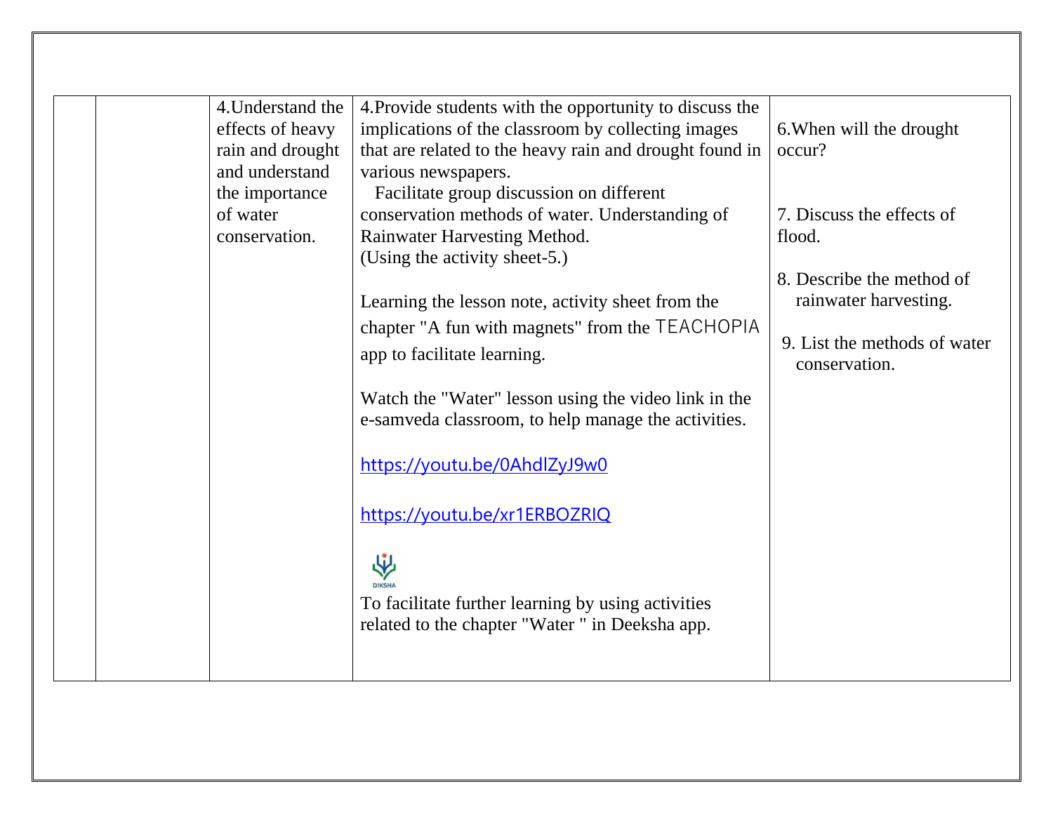| | | | | |
|---|---|---|---|---|
| | | 4.Understand the effects of heavy rain and drought and understand the importance of water conservation. | 4.Provide students with the opportunity to discuss the implications of the classroom by collecting images that are related to the heavy rain and drought found in various newspapers.<br>Facilitate group discussion on different conservation methods of water. Understanding of Rainwater Harvesting Method.<br>(Using the activity sheet-5.)<br><br>Learning the lesson note, activity sheet from the chapter "A fun with magnets" from the TEACHOPIA app to facilitate learning.<br><br>Watch the "Water" lesson using the video link in the e-samveda classroom, to help manage the activities.<br><br>https://youtu.be/0AhdlZyJ9w0<br><br>https://youtu.be/xr1ERBOZRIQ<br><br>DIKSHA<br>To facilitate further learning by using activities related to the chapter "Water " in Deeksha app. | 6.When will the drought occur?<br><br>7. Discuss the effects of flood.<br><br>8. Describe the method of rainwater harvesting.<br><br>9. List the methods of water conservation. |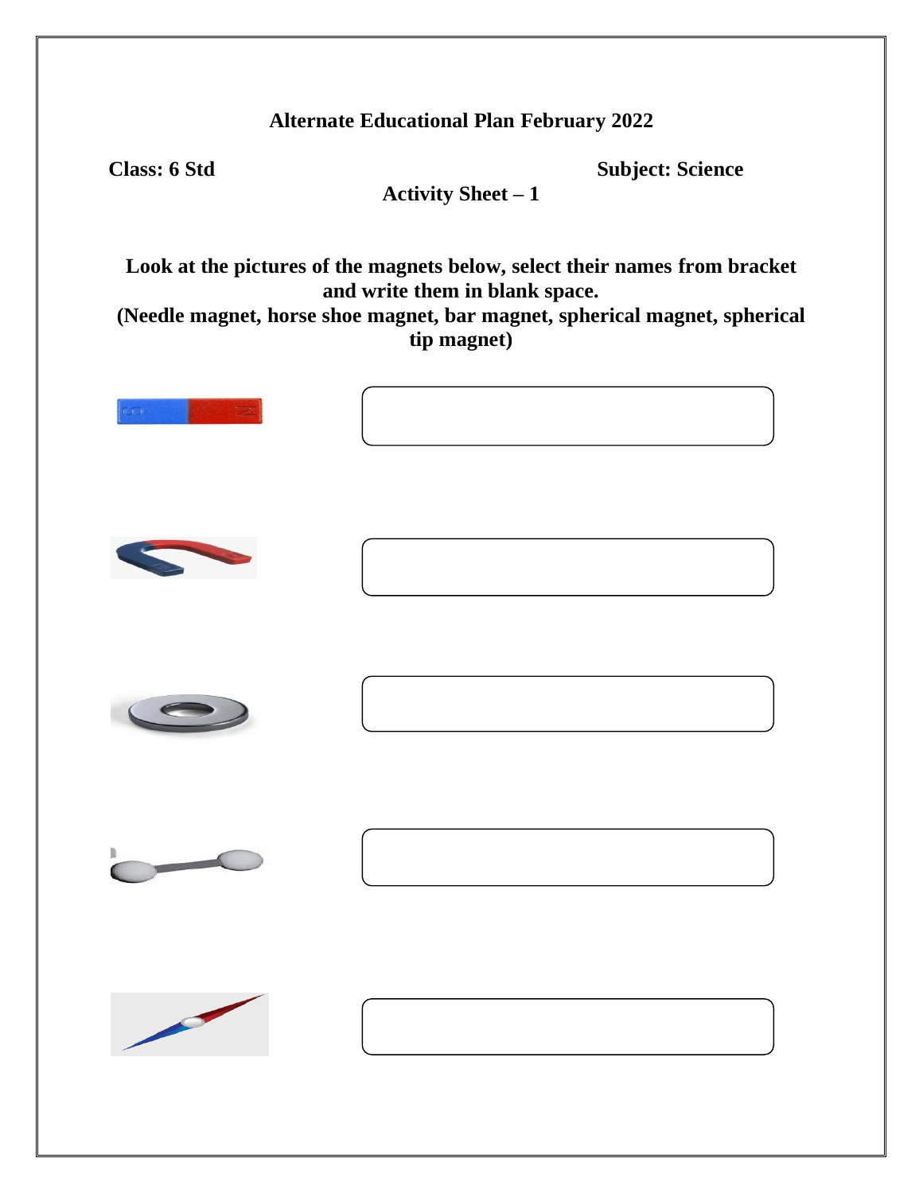**Alternate Educational Plan February 2022**

**Class: 6 Std** **Subject: Science**

**Activity Sheet – 1**

**Look at the pictures of the magnets below, select their names from bracket and write them in blank space.**
**(Needle magnet, horse shoe magnet, bar magnet, spherical magnet, spherical tip magnet)**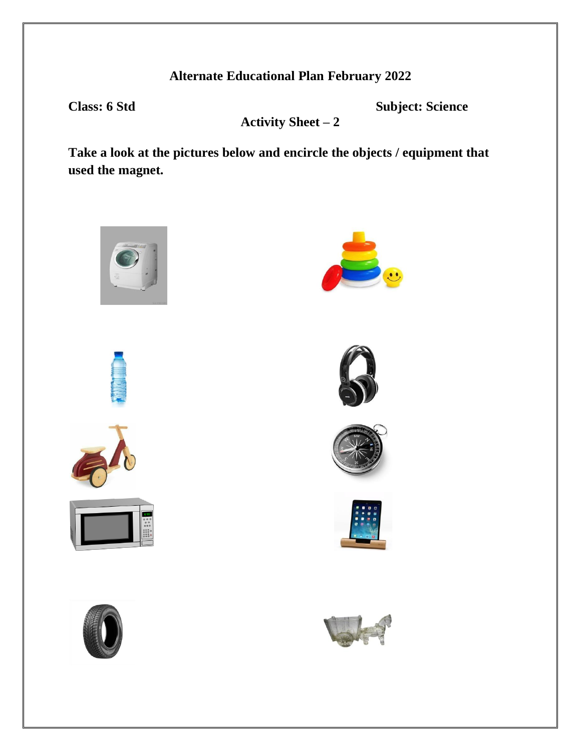**Alternate Educational Plan February 2022**

**Class: 6 Std** **Subject: Science**

**Activity Sheet – 2**

**Take a look at the pictures below and encircle the objects / equipment that used the magnet.**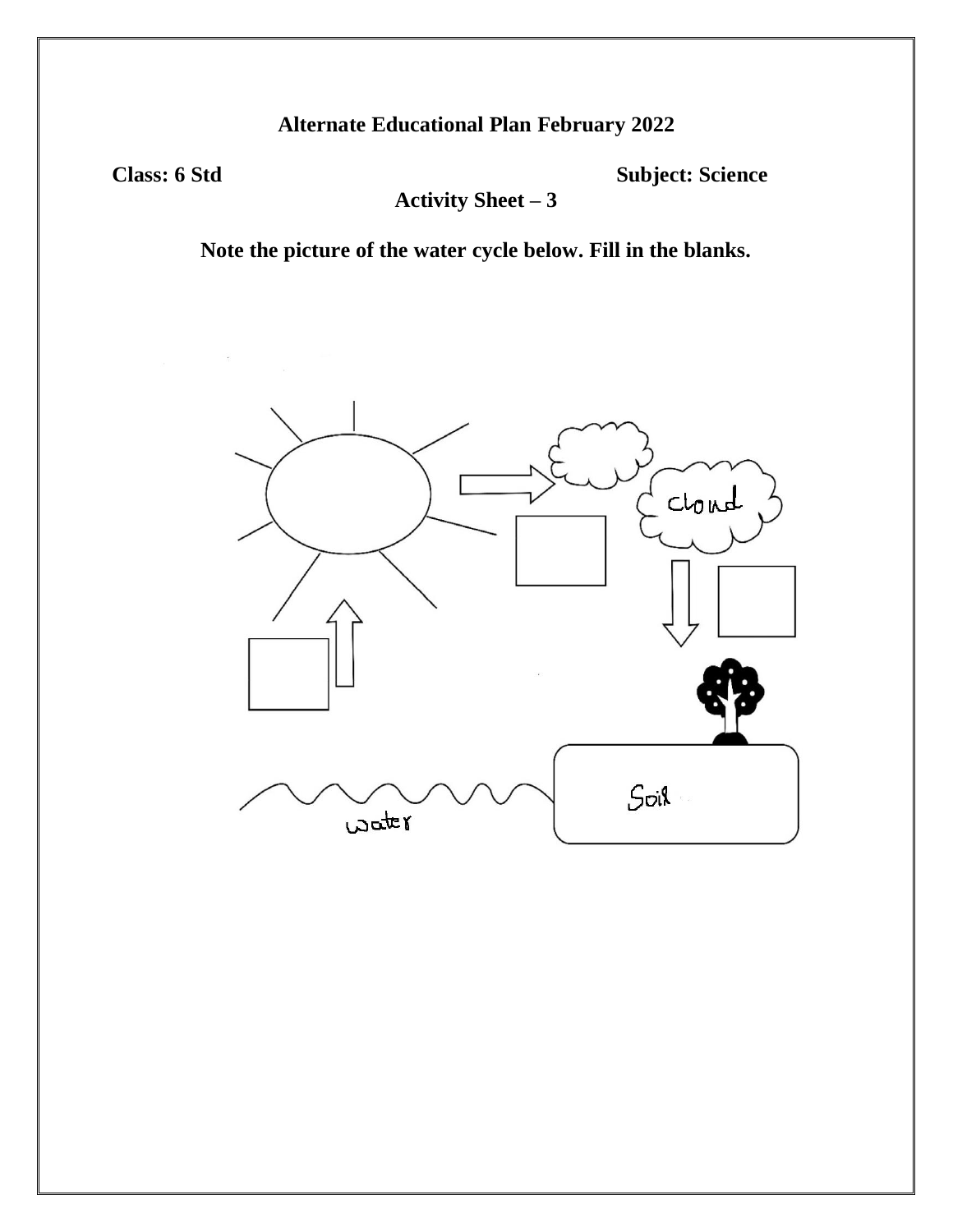**Alternate Educational Plan February 2022**

**Class: 6 Std** **Subject: Science**

**Activity Sheet – 3**

**Note the picture of the water cycle below. Fill in the blanks.**

cloud

Soil

water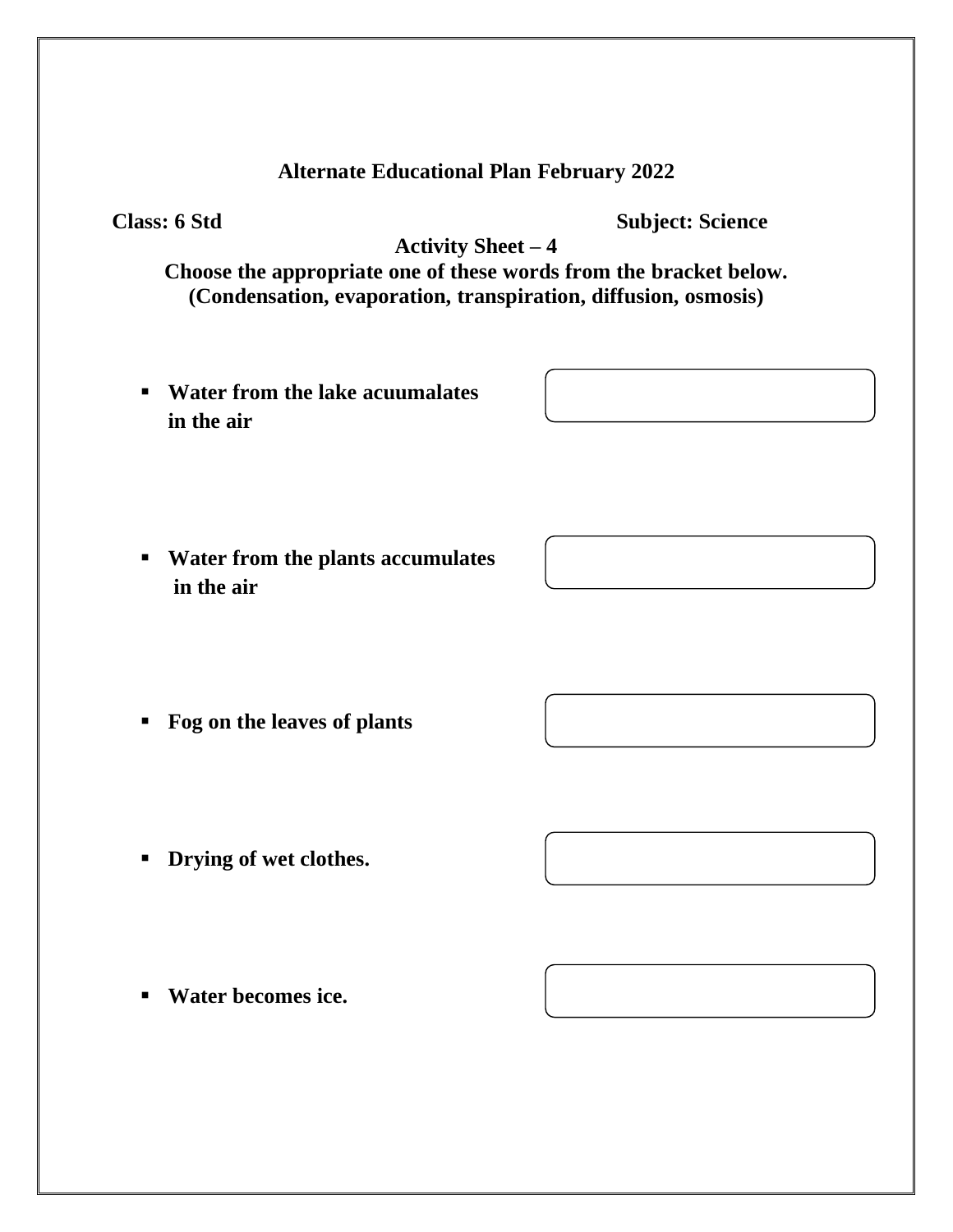**Alternate Educational Plan February 2022**

**Class: 6 Std** **Subject: Science**

**Activity Sheet – 4**

**Choose the appropriate one of these words from the bracket below.**
**(Condensation, evaporation, transpiration, diffusion, osmosis)**

- **Water from the lake acuumalates in the air**
- **Water from the plants accumulates in the air**
- **Fog on the leaves of plants**
- **Drying of wet clothes.**
- **Water becomes ice.**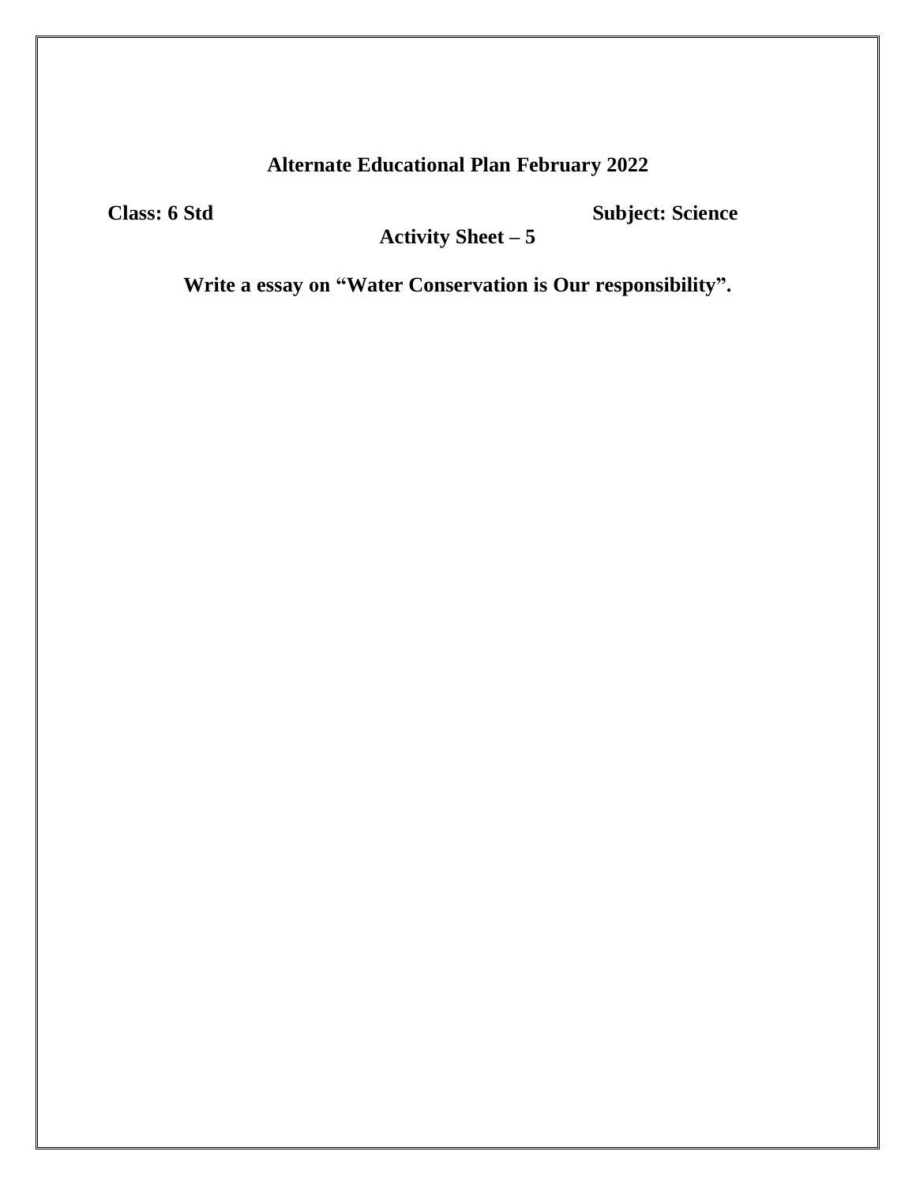**Alternate Educational Plan February 2022**

**Class: 6 Std** **Subject: Science**

**Activity Sheet – 5**

**Write a essay on "Water Conservation is Our responsibility".**